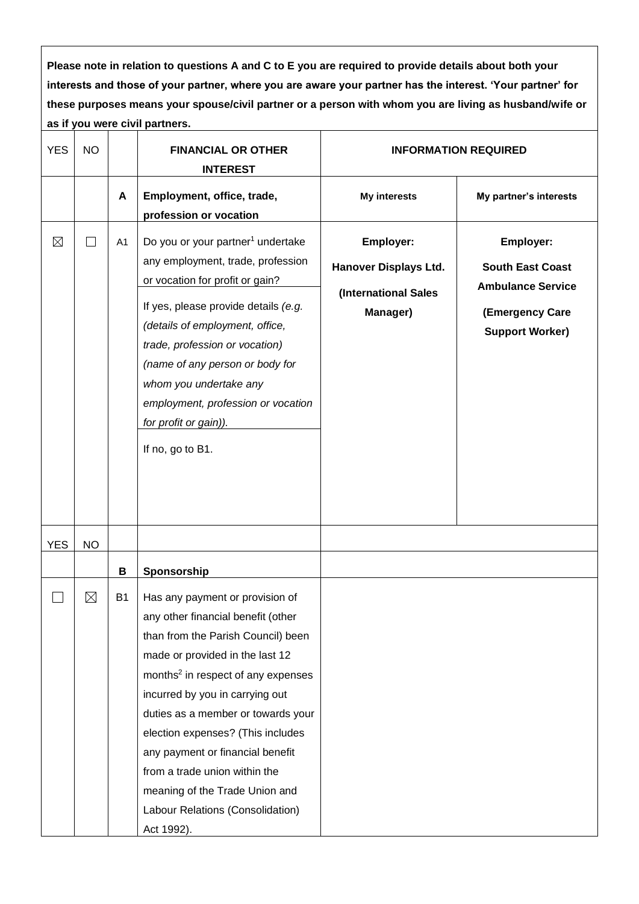**Please note in relation to questions A and C to E you are required to provide details about both your interests and those of your partner, where you are aware your partner has the interest. 'Your partner' for these purposes means your spouse/civil partner or a person with whom you are living as husband/wife or as if you were civil partners.**

| YES | NO | | FINANCIAL OR OTHER INTEREST | INFORMATION REQUIRED | |
|---|---|---|---|---|---|
| | | **A** | **Employment, office, trade, profession or vocation** | **My interests** | **My partner's interests** |
| ☒ | ☐ | A1 | Do you or your partner[1] undertake any employment, trade, profession or vocation for profit or gain?<br><br>If yes, please provide details *(e.g. (details of employment, office, trade, profession or vocation) (name of any person or body for whom you undertake any employment, profession or vocation for profit or gain)).*<br><br>If no, go to B1. | **Employer:**<br>**Hanover Displays Ltd.**<br>**(International Sales Manager)** | **Employer:**<br>**South East Coast Ambulance Service**<br>**(Emergency Care Support Worker)** |
| YES | NO | | | | |
| | | **B** | **Sponsorship** | | |
| ☐ | ☒ | B1 | Has any payment or provision of any other financial benefit (other than from the Parish Council) been made or provided in the last 12 months[2] in respect of any expenses incurred by you in carrying out duties as a member or towards your election expenses? (This includes any payment or financial benefit from a trade union within the meaning of the Trade Union and Labour Relations (Consolidation) Act 1992). | | |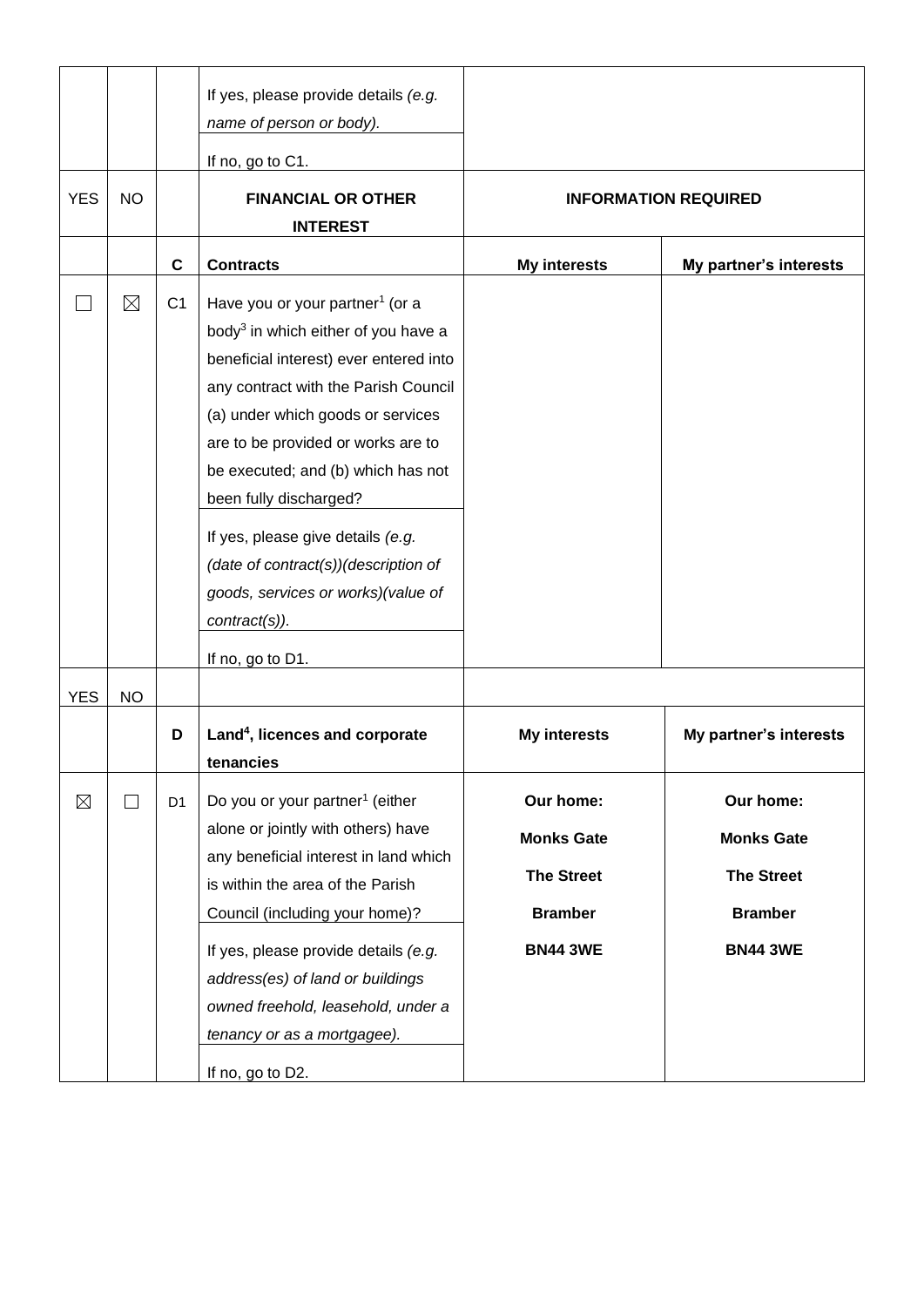| YES | NO | | FINANCIAL OR OTHER INTEREST | INFORMATION REQUIRED | |
|---|---|---|---|---|---|
| | | | If yes, please provide details *(e.g. name of person or body).*<br><br>If no, go to C1. | | |
| YES | NO | | **FINANCIAL OR OTHER INTEREST** | **INFORMATION REQUIRED** | |
| | | **C** | **Contracts** | **My interests** | **My partner's interests** |
| ☐ | ☒ | C1 | Have you or your partner[1] (or a body[3] in which either of you have a beneficial interest) ever entered into any contract with the Parish Council (a) under which goods or services are to be provided or works are to be executed; and (b) which has not been fully discharged?<br><br>If yes, please give details *(e.g. (date of contract(s))(description of goods, services or works)(value of contract(s)).*<br><br>If no, go to D1. | | |
| YES | NO | | | | |
| | | **D** | **Land[4], licences and corporate tenancies** | **My interests** | **My partner's interests** |
| ☒ | ☐ | D1 | Do you or your partner[1] (either alone or jointly with others) have any beneficial interest in land which is within the area of the Parish Council (including your home)?<br><br>If yes, please provide details *(e.g. address(es) of land or buildings owned freehold, leasehold, under a tenancy or as a mortgagee).*<br><br>If no, go to D2. | **Our home:**<br>**Monks Gate**<br>**The Street**<br>**Bramber**<br>**BN44 3WE** | **Our home:**<br>**Monks Gate**<br>**The Street**<br>**Bramber**<br>**BN44 3WE** |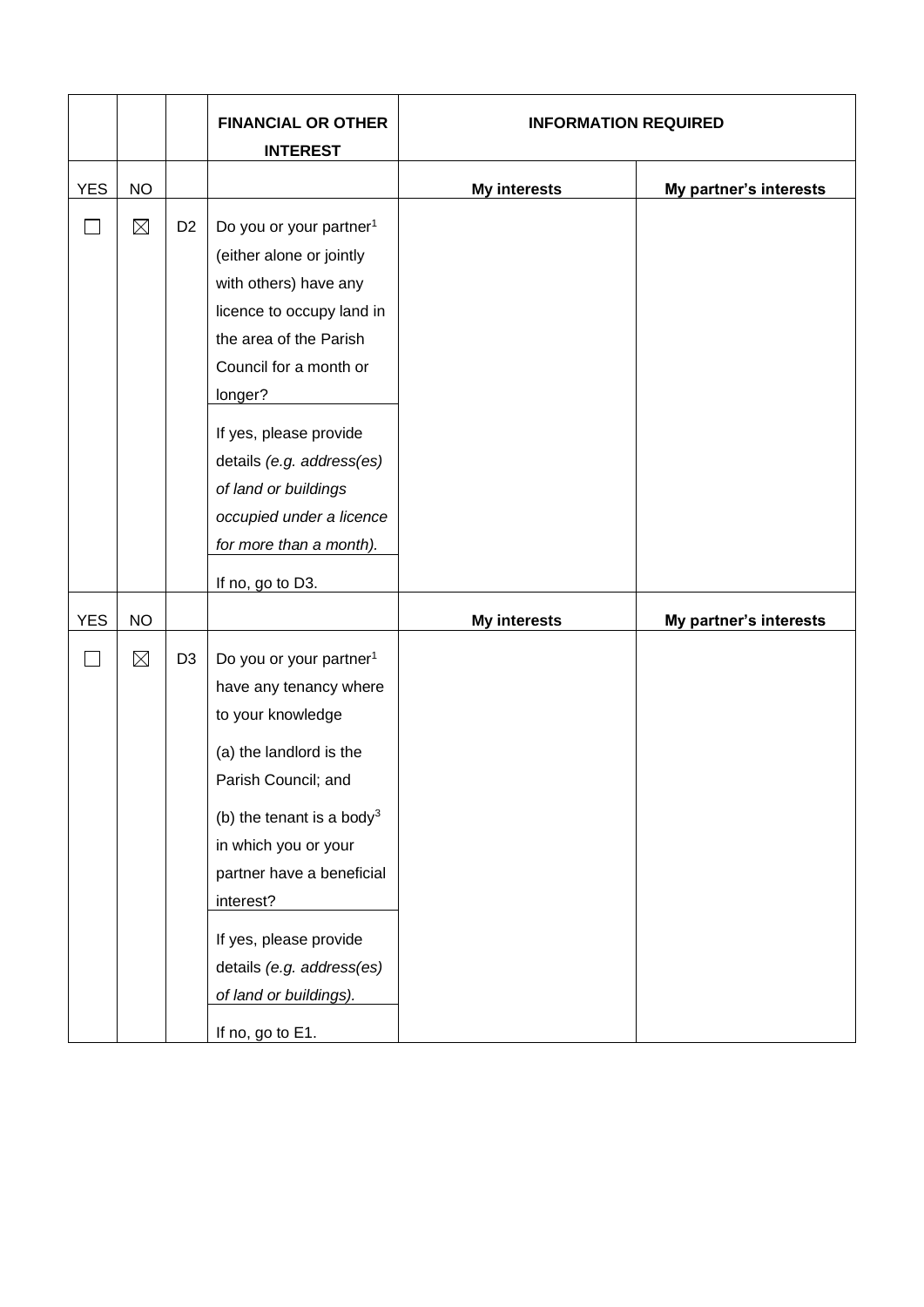| | | | FINANCIAL OR OTHER INTEREST | INFORMATION REQUIRED | |
|---|---|---|---|---|---|
| YES | NO | | | **My interests** | **My partner's interests** |
| ☐ | ☒ | D2 | Do you or your partner[1] (either alone or jointly with others) have any licence to occupy land in the area of the Parish Council for a month or longer?<br><br>If yes, please provide details *(e.g. address(es) of land or buildings occupied under a licence for more than a month).*<br><br>If no, go to D3. | | |
| YES | NO | | | **My interests** | **My partner's interests** |
| ☐ | ☒ | D3 | Do you or your partner[1] have any tenancy where to your knowledge<br><br>(a) the landlord is the Parish Council; and<br><br>(b) the tenant is a body[3] in which you or your partner have a beneficial interest?<br><br>If yes, please provide details *(e.g. address(es) of land or buildings).*<br><br>If no, go to E1. | | |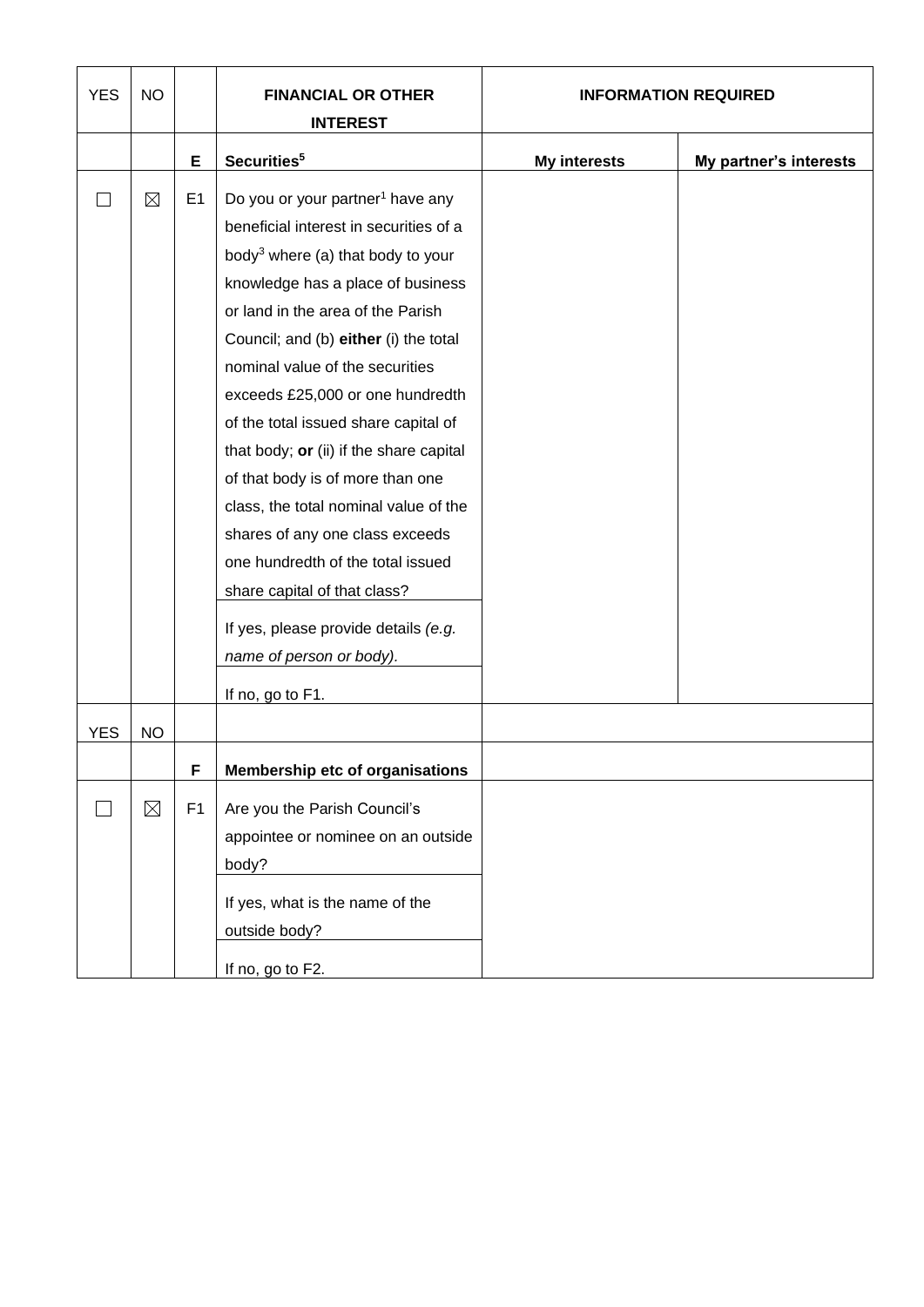| YES | NO | | FINANCIAL OR OTHER INTEREST | INFORMATION REQUIRED | |
|---|---|---|---|---|---|
| | | **E** | **Securities[5]** | **My interests** | **My partner's interests** |
| ☐ | ☒ | E1 | Do you or your partner[1] have any beneficial interest in securities of a body[3] where (a) that body to your knowledge has a place of business or land in the area of the Parish Council; and (b) **either** (i) the total nominal value of the securities exceeds £25,000 or one hundredth of the total issued share capital of that body; **or** (ii) if the share capital of that body is of more than one class, the total nominal value of the shares of any one class exceeds one hundredth of the total issued share capital of that class? | | |
| | | | If yes, please provide details *(e.g. name of person or body).* | | |
| | | | If no, go to F1. | | |
| YES | NO | | | | |
| | | **F** | **Membership etc of organisations** | | |
| ☐ | ☒ | F1 | Are you the Parish Council's appointee or nominee on an outside body? | | |
| | | | If yes, what is the name of the outside body? | | |
| | | | If no, go to F2. | | |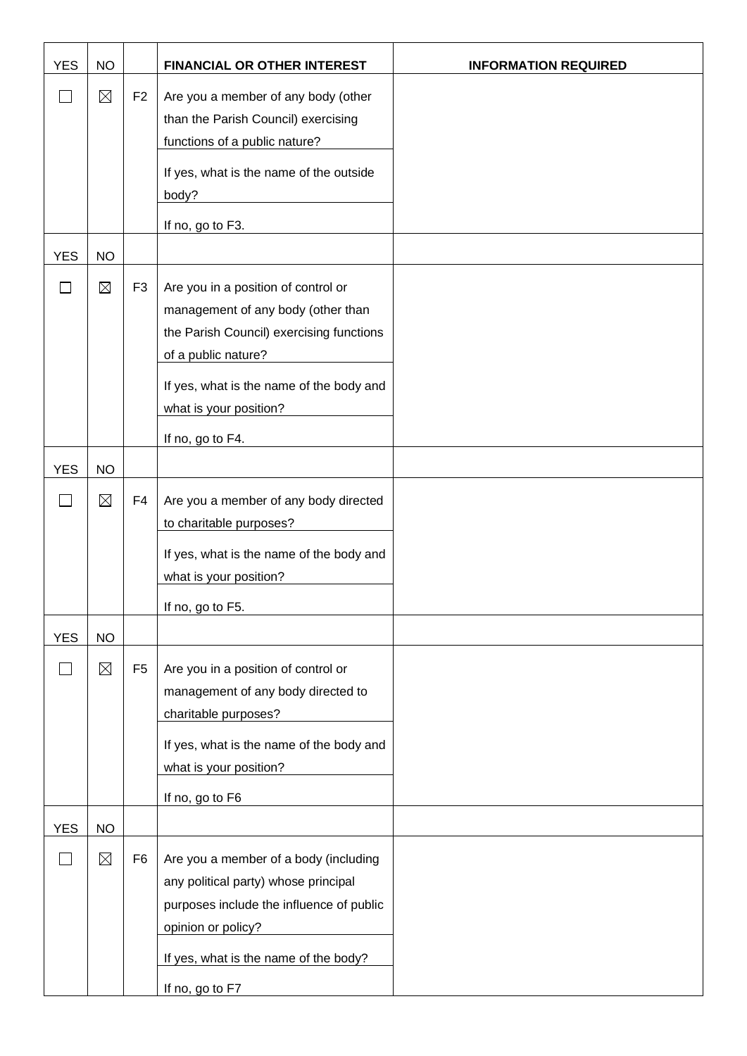| YES | NO | | FINANCIAL OR OTHER INTEREST | INFORMATION REQUIRED |
|---|---|---|---|---|
| ☐ | ☒ | F2 | Are you a member of any body (other than the Parish Council) exercising functions of a public nature? | |
| | | | If yes, what is the name of the outside body? | |
| | | | If no, go to F3. | |
| YES | NO | | | |
| ☐ | ☒ | F3 | Are you in a position of control or management of any body (other than the Parish Council) exercising functions of a public nature? | |
| | | | If yes, what is the name of the body and what is your position? | |
| | | | If no, go to F4. | |
| YES | NO | | | |
| ☐ | ☒ | F4 | Are you a member of any body directed to charitable purposes? | |
| | | | If yes, what is the name of the body and what is your position? | |
| | | | If no, go to F5. | |
| YES | NO | | | |
| ☐ | ☒ | F5 | Are you in a position of control or management of any body directed to charitable purposes? | |
| | | | If yes, what is the name of the body and what is your position? | |
| | | | If no, go to F6 | |
| YES | NO | | | |
| ☐ | ☒ | F6 | Are you a member of a body (including any political party) whose principal purposes include the influence of public opinion or policy? | |
| | | | If yes, what is the name of the body? | |
| | | | If no, go to F7 | |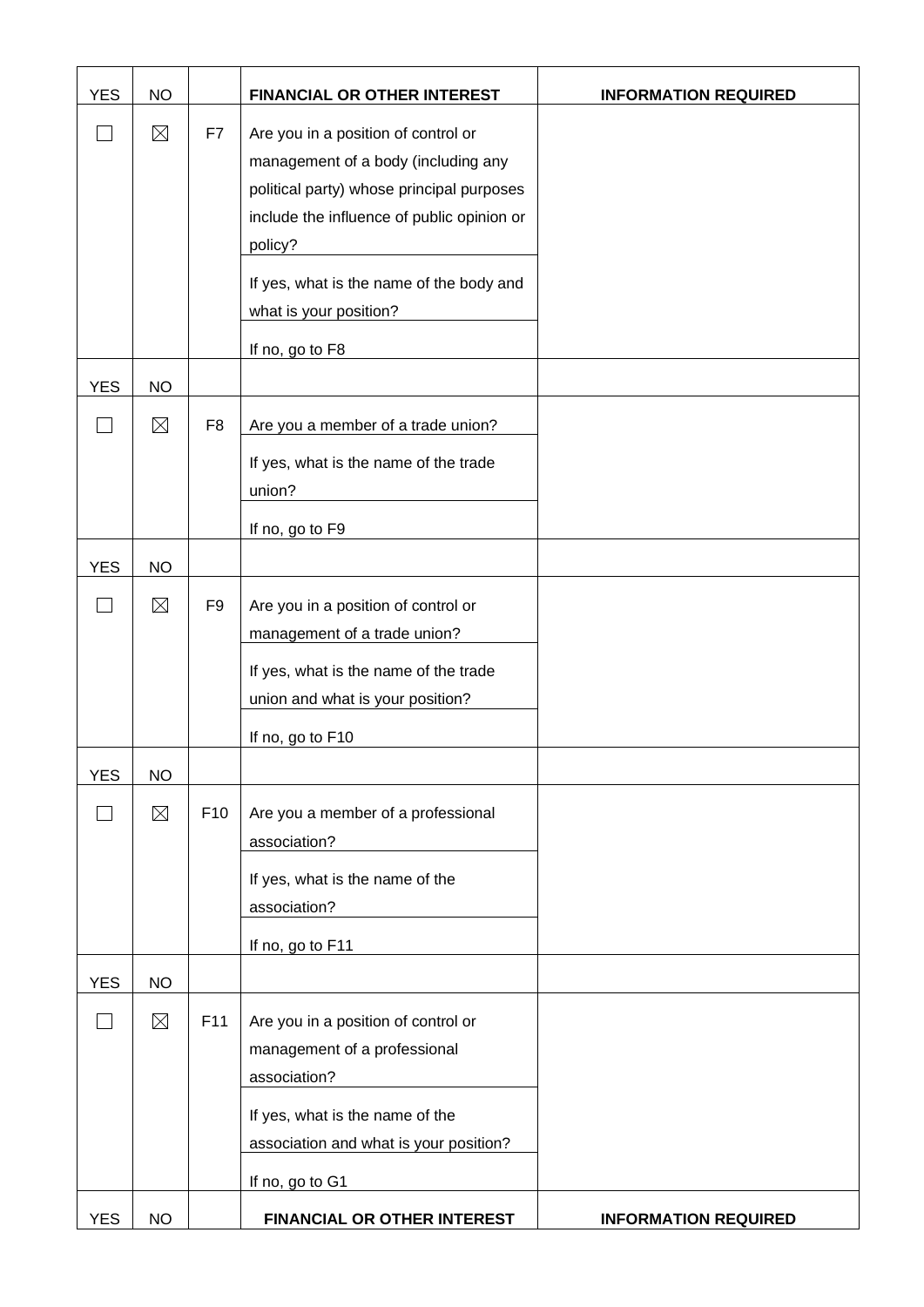| YES | NO | | FINANCIAL OR OTHER INTEREST | INFORMATION REQUIRED |
|---|---|---|---|---|
| ☐ | ☒ | F7 | Are you in a position of control or management of a body (including any political party) whose principal purposes include the influence of public opinion or policy? | |
| | | | If yes, what is the name of the body and what is your position? | |
| | | | If no, go to F8 | |
| YES | NO | | | |
| ☐ | ☒ | F8 | Are you a member of a trade union? | |
| | | | If yes, what is the name of the trade union? | |
| | | | If no, go to F9 | |
| YES | NO | | | |
| ☐ | ☒ | F9 | Are you in a position of control or management of a trade union? | |
| | | | If yes, what is the name of the trade union and what is your position? | |
| | | | If no, go to F10 | |
| YES | NO | | | |
| ☐ | ☒ | F10 | Are you a member of a professional association? | |
| | | | If yes, what is the name of the association? | |
| | | | If no, go to F11 | |
| YES | NO | | | |
| ☐ | ☒ | F11 | Are you in a position of control or management of a professional association? | |
| | | | If yes, what is the name of the association and what is your position? | |
| | | | If no, go to G1 | |
| YES | NO | | FINANCIAL OR OTHER INTEREST | INFORMATION REQUIRED |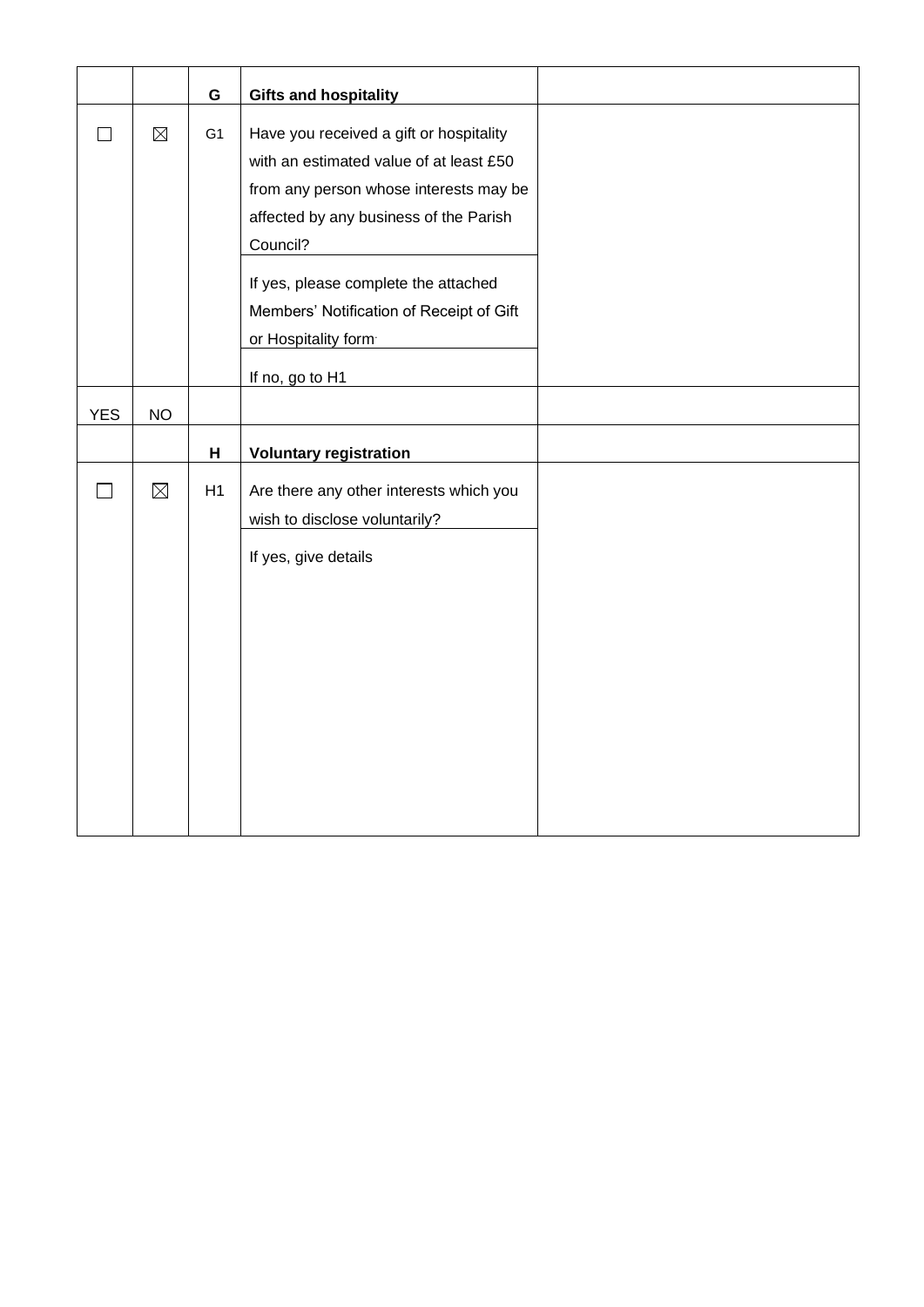| | | | | |
|---|---|---|---|---|
| | | G | **Gifts and hospitality** | |
| ☐ | ☒ | G1 | Have you received a gift or hospitality with an estimated value of at least £50 from any person whose interests may be affected by any business of the Parish Council? | |
| | | | If yes, please complete the attached Members' Notification of Receipt of Gift or Hospitality form. | |
| | | | If no, go to H1 | |
| YES | NO | | | |
| | | H | **Voluntary registration** | |
| ☐ | ☒ | H1 | Are there any other interests which you wish to disclose voluntarily? | |
| | | | If yes, give details | |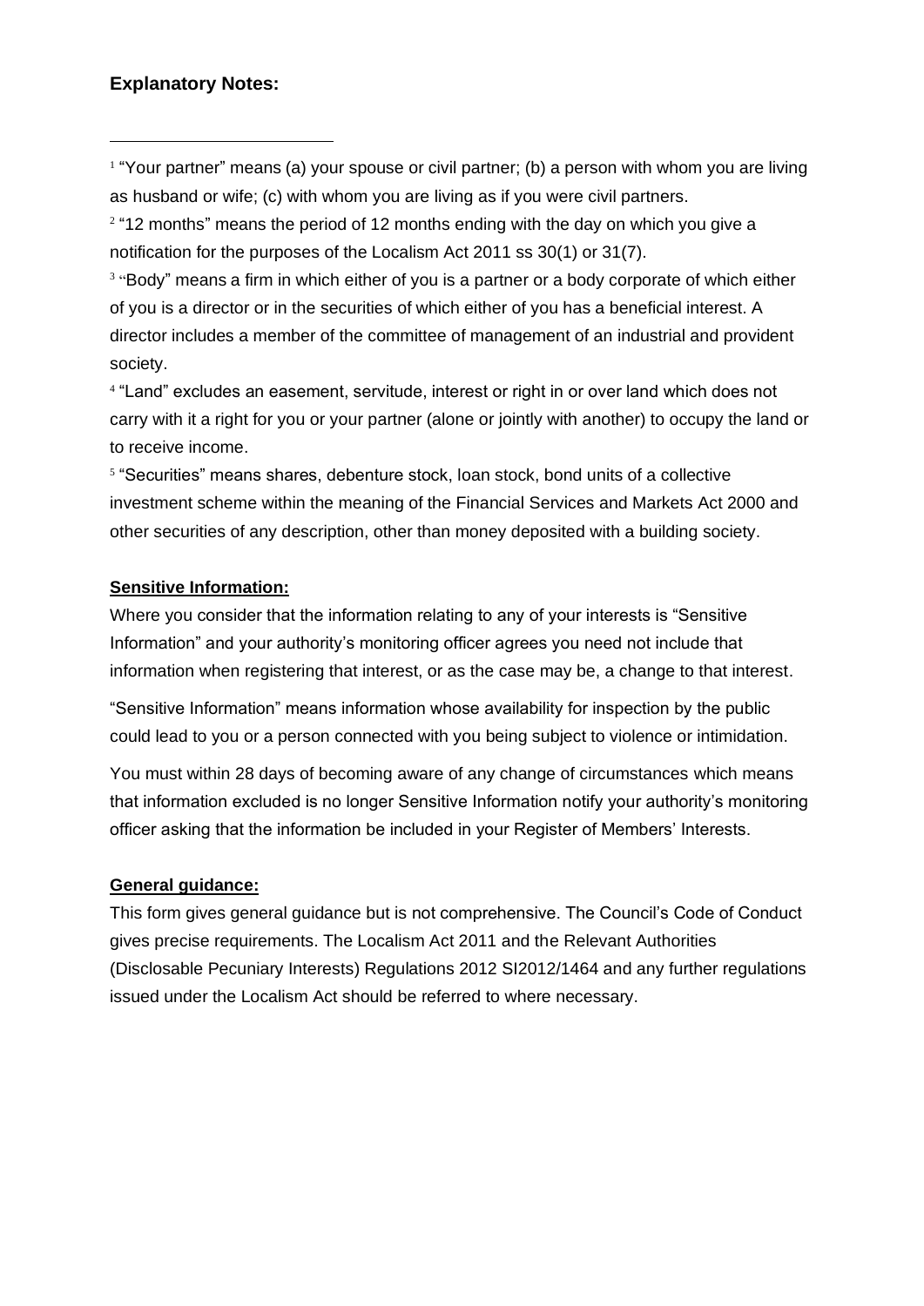**Explanatory Notes:**

---

[1] "Your partner" means (a) your spouse or civil partner; (b) a person with whom you are living as husband or wife; (c) with whom you are living as if you were civil partners.

[2] "12 months" means the period of 12 months ending with the day on which you give a notification for the purposes of the Localism Act 2011 ss 30(1) or 31(7).

[3] "Body" means a firm in which either of you is a partner or a body corporate of which either of you is a director or in the securities of which either of you has a beneficial interest. A director includes a member of the committee of management of an industrial and provident society.

[4] "Land" excludes an easement, servitude, interest or right in or over land which does not carry with it a right for you or your partner (alone or jointly with another) to occupy the land or to receive income.

[5] "Securities" means shares, debenture stock, loan stock, bond units of a collective investment scheme within the meaning of the Financial Services and Markets Act 2000 and other securities of any description, other than money deposited with a building society.

**Sensitive Information:**

Where you consider that the information relating to any of your interests is "Sensitive Information" and your authority's monitoring officer agrees you need not include that information when registering that interest, or as the case may be, a change to that interest.

"Sensitive Information" means information whose availability for inspection by the public could lead to you or a person connected with you being subject to violence or intimidation.

You must within 28 days of becoming aware of any change of circumstances which means that information excluded is no longer Sensitive Information notify your authority's monitoring officer asking that the information be included in your Register of Members' Interests.

**General guidance:**

This form gives general guidance but is not comprehensive. The Council's Code of Conduct gives precise requirements. The Localism Act 2011 and the Relevant Authorities (Disclosable Pecuniary Interests) Regulations 2012 SI2012/1464 and any further regulations issued under the Localism Act should be referred to where necessary.